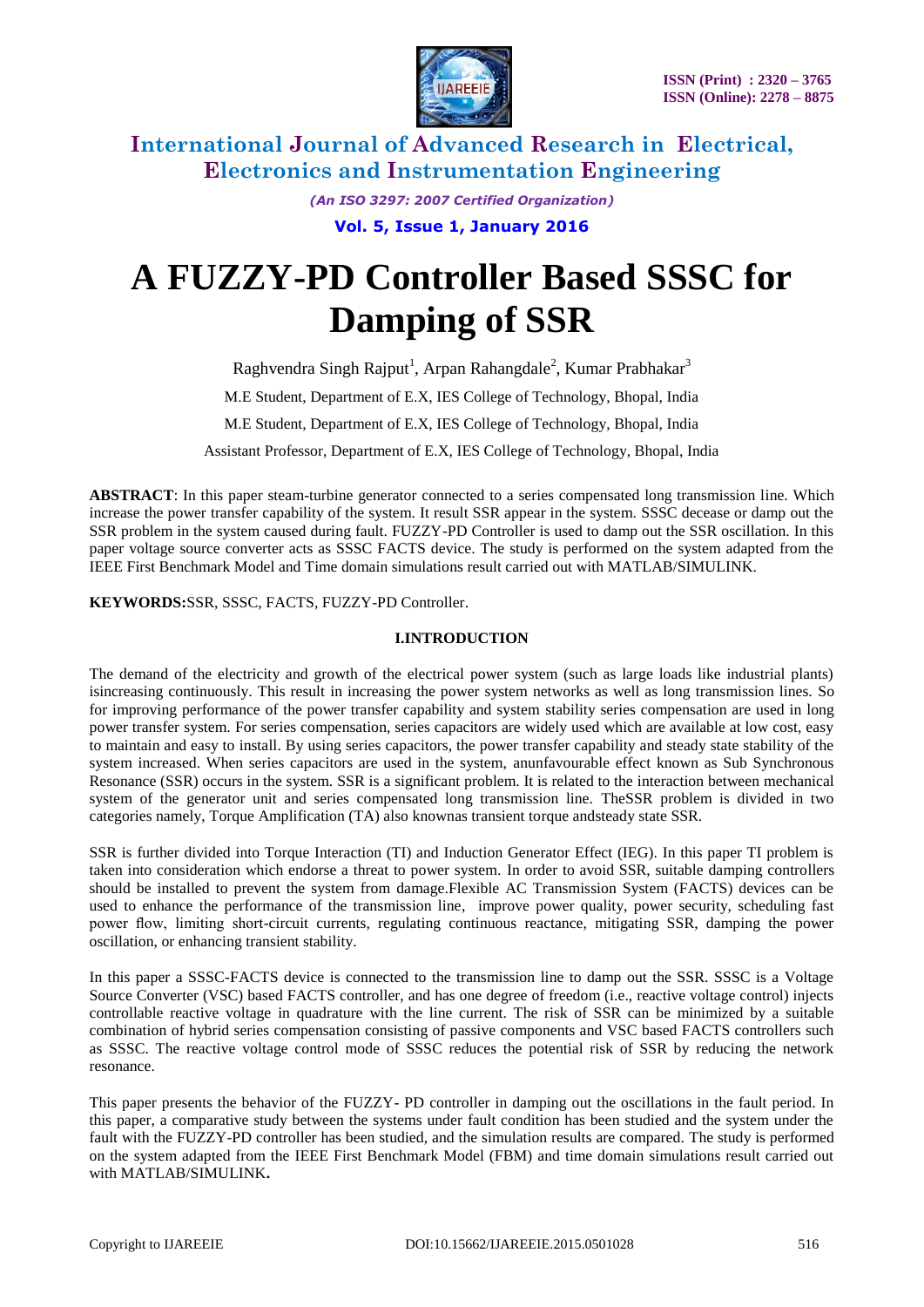# A FUZZY-PD Controller Based SSSC for Damping of SSR

Raghvendra Singh Rajput[1], Arpan Rahangdale[2], Kumar Prabhakar[3]

M.E Student, Department of E.X, IES College of Technology, Bhopal, India

M.E Student, Department of E.X, IES College of Technology, Bhopal, India

Assistant Professor, Department of E.X, IES College of Technology, Bhopal, India

**ABSTRACT**: In this paper steam-turbine generator connected to a series compensated long transmission line. Which increase the power transfer capability of the system. It result SSR appear in the system. SSSC decease or damp out the SSR problem in the system caused during fault. FUZZY-PD Controller is used to damp out the SSR oscillation. In this paper voltage source converter acts as SSSC FACTS device. The study is performed on the system adapted from the IEEE First Benchmark Model and Time domain simulations result carried out with MATLAB/SIMULINK.

**KEYWORDS:**SSR, SSSC, FACTS, FUZZY-PD Controller.

## I.INTRODUCTION

The demand of the electricity and growth of the electrical power system (such as large loads like industrial plants) isincreasing continuously. This result in increasing the power system networks as well as long transmission lines. So for improving performance of the power transfer capability and system stability series compensation are used in long power transfer system. For series compensation, series capacitors are widely used which are available at low cost, easy to maintain and easy to install. By using series capacitors, the power transfer capability and steady state stability of the system increased. When series capacitors are used in the system, anunfavourable effect known as Sub Synchronous Resonance (SSR) occurs in the system. SSR is a significant problem. It is related to the interaction between mechanical system of the generator unit and series compensated long transmission line. TheSSR problem is divided in two categories namely, Torque Amplification (TA) also knownas transient torque andsteady state SSR.

SSR is further divided into Torque Interaction (TI) and Induction Generator Effect (IEG). In this paper TI problem is taken into consideration which endorse a threat to power system. In order to avoid SSR, suitable damping controllers should be installed to prevent the system from damage.Flexible AC Transmission System (FACTS) devices can be used to enhance the performance of the transmission line, improve power quality, power security, scheduling fast power flow, limiting short-circuit currents, regulating continuous reactance, mitigating SSR, damping the power oscillation, or enhancing transient stability.

In this paper a SSSC-FACTS device is connected to the transmission line to damp out the SSR. SSSC is a Voltage Source Converter (VSC) based FACTS controller, and has one degree of freedom (i.e., reactive voltage control) injects controllable reactive voltage in quadrature with the line current. The risk of SSR can be minimized by a suitable combination of hybrid series compensation consisting of passive components and VSC based FACTS controllers such as SSSC. The reactive voltage control mode of SSSC reduces the potential risk of SSR by reducing the network resonance.

This paper presents the behavior of the FUZZY- PD controller in damping out the oscillations in the fault period. In this paper, a comparative study between the systems under fault condition has been studied and the system under the fault with the FUZZY-PD controller has been studied, and the simulation results are compared. The study is performed on the system adapted from the IEEE First Benchmark Model (FBM) and time domain simulations result carried out with MATLAB/SIMULINK**.**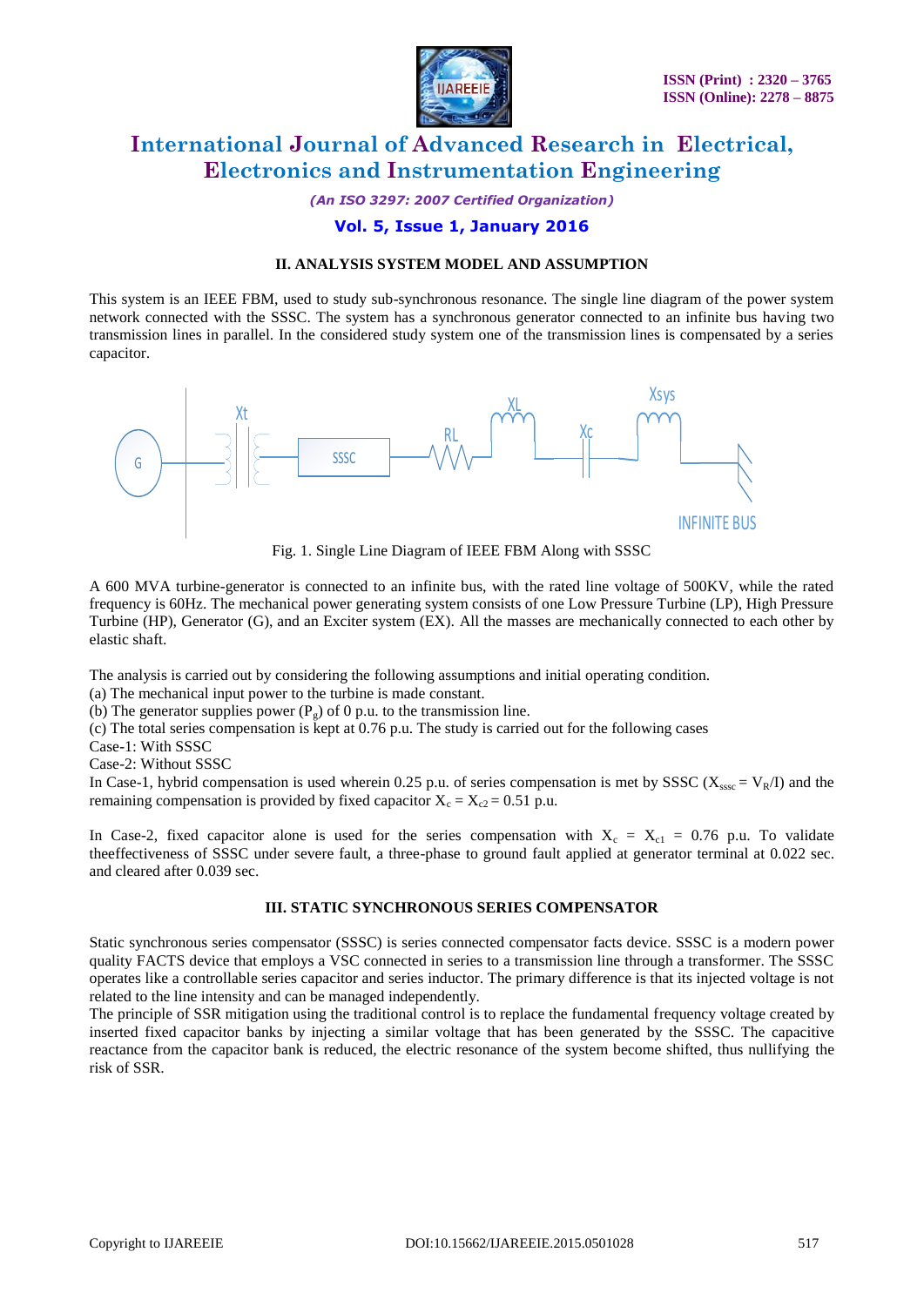## II. ANALYSIS SYSTEM MODEL AND ASSUMPTION

This system is an IEEE FBM, used to study sub-synchronous resonance. The single line diagram of the power system network connected with the SSSC. The system has a synchronous generator connected to an infinite bus having two transmission lines in parallel. In the considered study system one of the transmission lines is compensated by a series capacitor.

Fig. 1. Single Line Diagram of IEEE FBM Along with SSSC

A 600 MVA turbine-generator is connected to an infinite bus, with the rated line voltage of 500KV, while the rated frequency is 60Hz. The mechanical power generating system consists of one Low Pressure Turbine (LP), High Pressure Turbine (HP), Generator (G), and an Exciter system (EX). All the masses are mechanically connected to each other by elastic shaft.

The analysis is carried out by considering the following assumptions and initial operating condition.

(a) The mechanical input power to the turbine is made constant.

(b) The generator supplies power ($P_g$) of 0 p.u. to the transmission line.

(c) The total series compensation is kept at 0.76 p.u. The study is carried out for the following cases

Case-1: With SSSC

Case-2: Without SSSC

In Case-1, hybrid compensation is used wherein 0.25 p.u. of series compensation is met by SSSC ($X_{sssc} = V_R/I$) and the remaining compensation is provided by fixed capacitor $X_c = X_{c2} = 0.51$ p.u.

In Case-2, fixed capacitor alone is used for the series compensation with $X_c = X_{c1} = 0.76$ p.u. To validate theeffectiveness of SSSC under severe fault, a three-phase to ground fault applied at generator terminal at 0.022 sec. and cleared after 0.039 sec.

## III. STATIC SYNCHRONOUS SERIES COMPENSATOR

Static synchronous series compensator (SSSC) is series connected compensator facts device. SSSC is a modern power quality FACTS device that employs a VSC connected in series to a transmission line through a transformer. The SSSC operates like a controllable series capacitor and series inductor. The primary difference is that its injected voltage is not related to the line intensity and can be managed independently.

The principle of SSR mitigation using the traditional control is to replace the fundamental frequency voltage created by inserted fixed capacitor banks by injecting a similar voltage that has been generated by the SSSC. The capacitive reactance from the capacitor bank is reduced, the electric resonance of the system become shifted, thus nullifying the risk of SSR.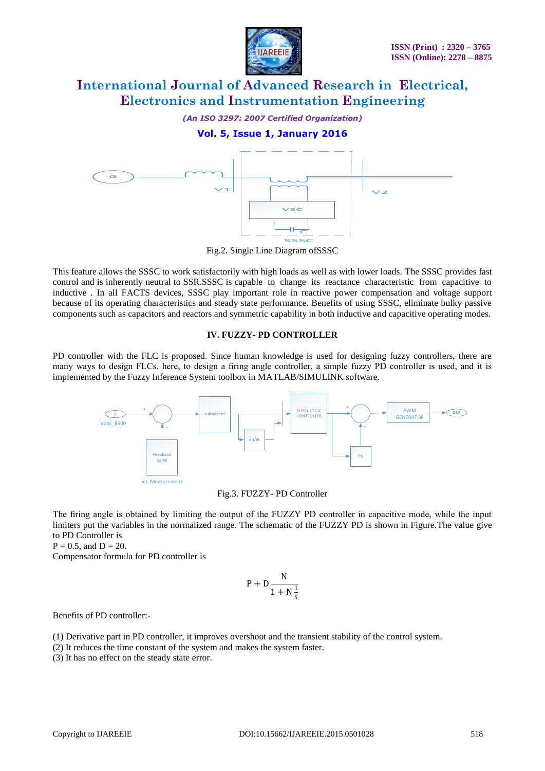Fig.2. Single Line Diagram ofSSSC

This feature allows the SSSC to work satisfactorily with high loads as well as with lower loads. The SSSC provides fast control and is inherently neutral to SSR.SSSC is capable to change its reactance characteristic from capacitive to inductive . In all FACTS devices, SSSC play important role in reactive power compensation and voltage support because of its operating characteristics and steady state performance. Benefits of using SSSC, eliminate bulky passive components such as capacitors and reactors and symmetric capability in both inductive and capacitive operating modes.

## IV. FUZZY- PD CONTROLLER

PD controller with the FLC is proposed. Since human knowledge is used for designing fuzzy controllers, there are many ways to design FLCs. here, to design a firing angle controller, a simple fuzzy PD controller is used, and it is implemented by the Fuzzy Inference System toolbox in MATLAB/SIMULINK software.

Fig.3. FUZZY- PD Controller

The firing angle is obtained by limiting the output of the FUZZY PD controller in capacitive mode, while the input limiters put the variables in the normalized range. The schematic of the FUZZY PD is shown in Figure.The value give to PD Controller is

P = 0.5, and D = 20.

Compensator formula for PD controller is

$$P + D\frac{N}{1 + N\frac{1}{s}}$$

Benefits of PD controller:-

(1) Derivative part in PD controller, it improves overshoot and the transient stability of the control system.
(2) It reduces the time constant of the system and makes the system faster.
(3) It has no effect on the steady state error.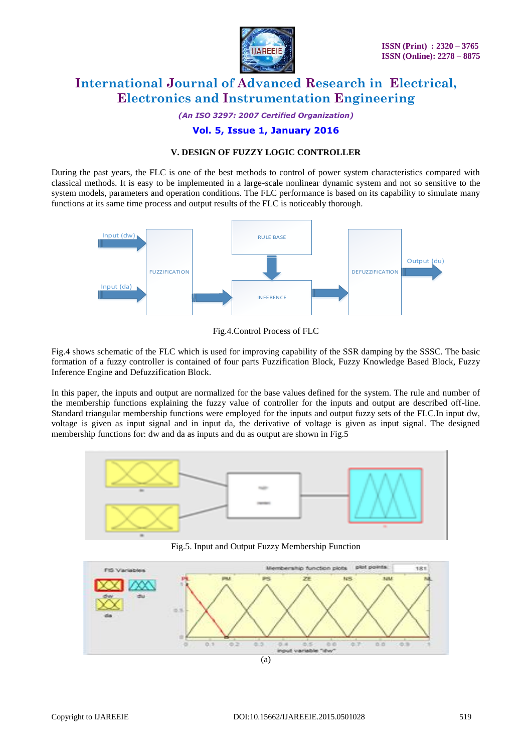## V. DESIGN OF FUZZY LOGIC CONTROLLER

During the past years, the FLC is one of the best methods to control of power system characteristics compared with classical methods. It is easy to be implemented in a large-scale nonlinear dynamic system and not so sensitive to the system models, parameters and operation conditions. The FLC performance is based on its capability to simulate many functions at its same time process and output results of the FLC is noticeably thorough.

Fig.4.Control Process of FLC

Fig.4 shows schematic of the FLC which is used for improving capability of the SSR damping by the SSSC. The basic formation of a fuzzy controller is contained of four parts Fuzzification Block, Fuzzy Knowledge Based Block, Fuzzy Inference Engine and Defuzzification Block.

In this paper, the inputs and output are normalized for the base values defined for the system. The rule and number of the membership functions explaining the fuzzy value of controller for the inputs and output are described off-line. Standard triangular membership functions were employed for the inputs and output fuzzy sets of the FLC.In input dw, voltage is given as input signal and in input da, the derivative of voltage is given as input signal. The designed membership functions for: dw and da as inputs and du as output are shown in Fig.5

Fig.5. Input and Output Fuzzy Membership Function

(a)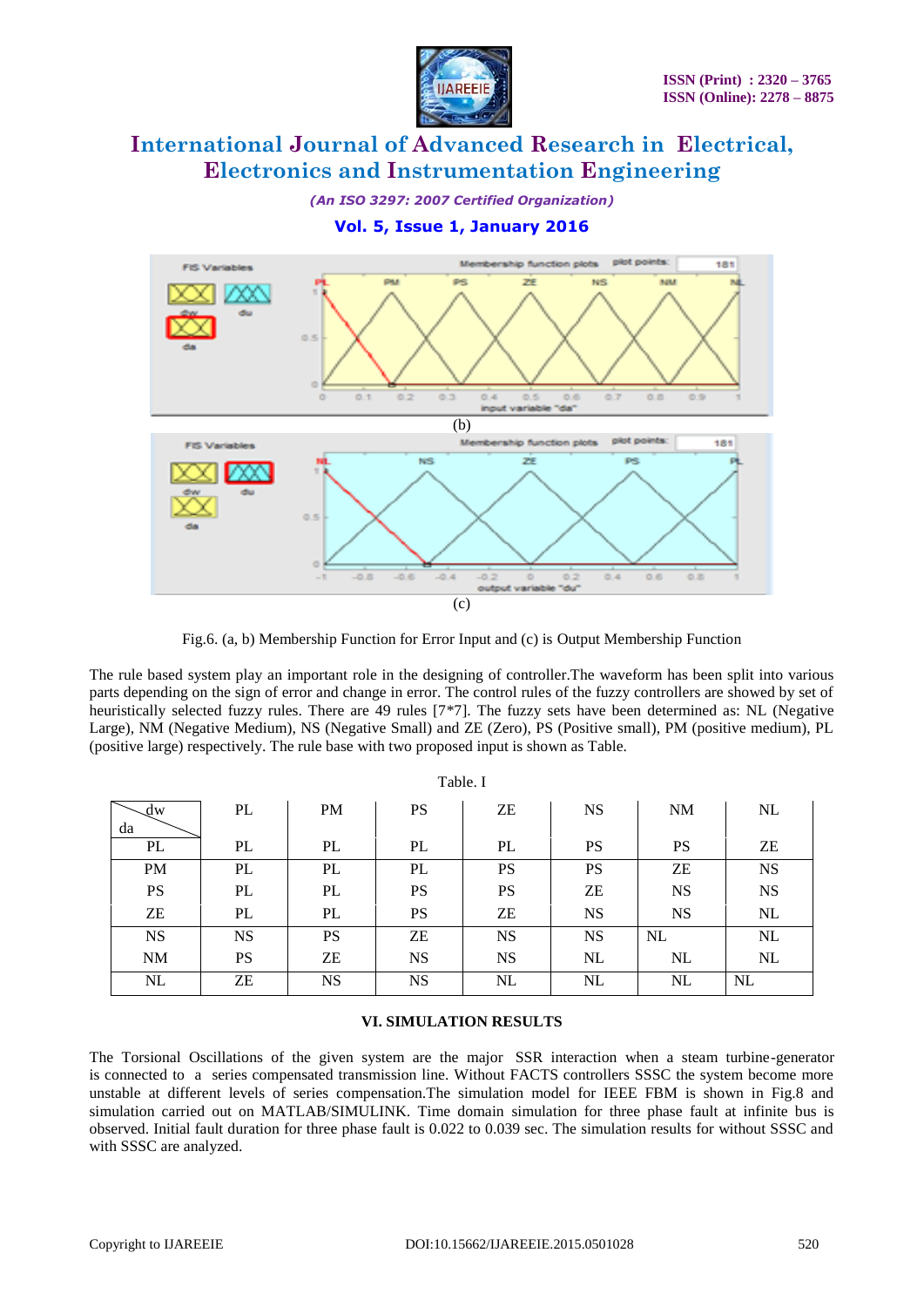(b)

(c)

Fig.6. (a, b) Membership Function for Error Input and (c) is Output Membership Function

The rule based system play an important role in the designing of controller.The waveform has been split into various parts depending on the sign of error and change in error. The control rules of the fuzzy controllers are showed by set of heuristically selected fuzzy rules. There are 49 rules [7*7]. The fuzzy sets have been determined as: NL (Negative Large), NM (Negative Medium), NS (Negative Small) and ZE (Zero), PS (Positive small), PM (positive medium), PL (positive large) respectively. The rule base with two proposed input is shown as Table.

Table. I

| da \ dw | PL | PM | PS | ZE | NS | NM | NL |
|---|---|---|---|---|---|---|---|
| PL | PL | PL | PL | PL | PS | PS | ZE |
| PM | PL | PL | PL | PS | PS | ZE | NS |
| PS | PL | PL | PS | PS | ZE | NS | NS |
| ZE | PL | PL | PS | ZE | NS | NS | NL |
| NS | NS | PS | ZE | NS | NS | NL | NL |
| NM | PS | ZE | NS | NS | NL | NL | NL |
| NL | ZE | NS | NS | NL | NL | NL | NL |

## VI. SIMULATION RESULTS

The Torsional Oscillations of the given system are the major SSR interaction when a steam turbine-generator is connected to a series compensated transmission line. Without FACTS controllers SSSC the system become more unstable at different levels of series compensation.The simulation model for IEEE FBM is shown in Fig.8 and simulation carried out on MATLAB/SIMULINK. Time domain simulation for three phase fault at infinite bus is observed. Initial fault duration for three phase fault is 0.022 to 0.039 sec. The simulation results for without SSSC and with SSSC are analyzed.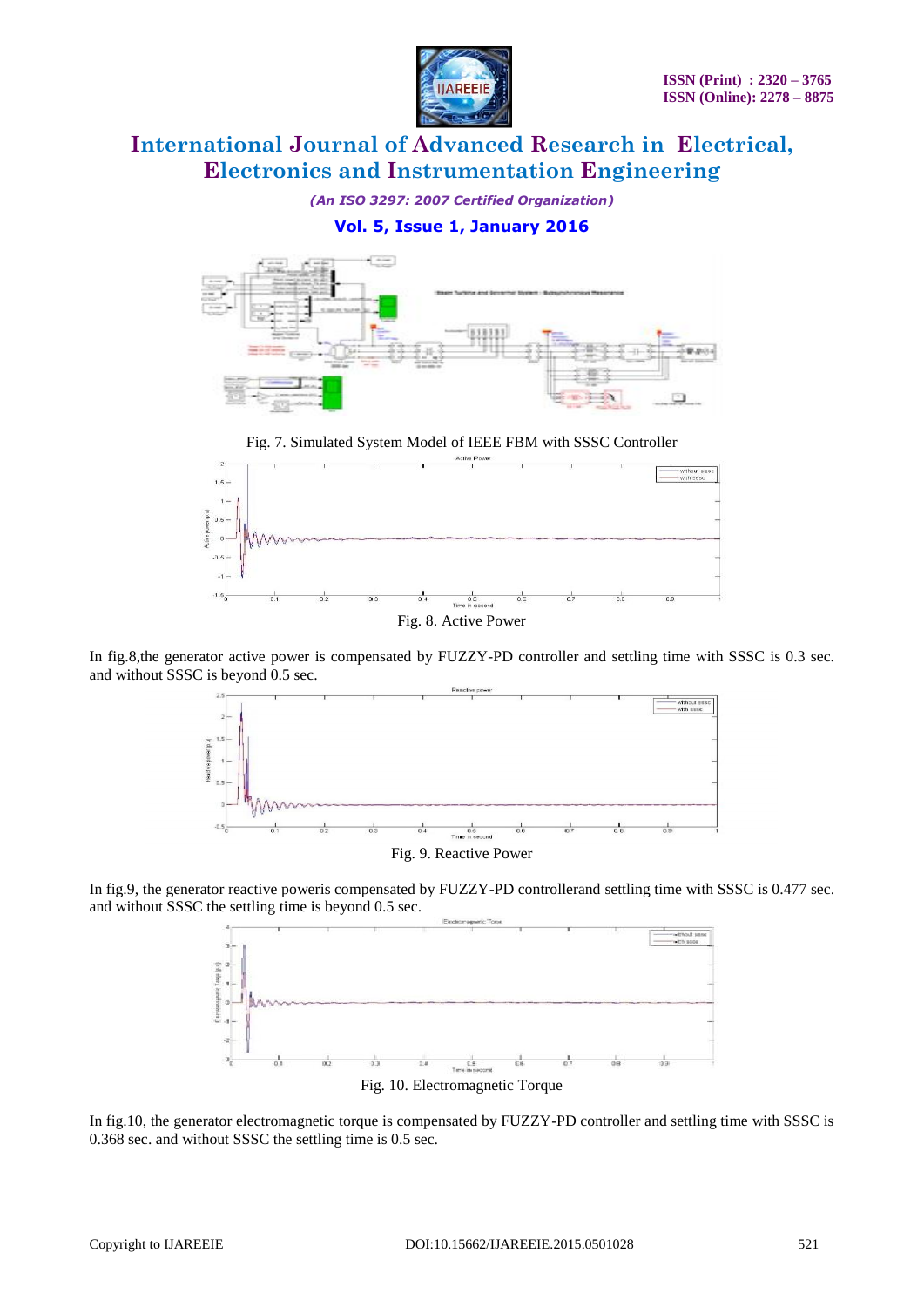Fig. 7. Simulated System Model of IEEE FBM with SSSC Controller

Fig. 8. Active Power

In fig.8,the generator active power is compensated by FUZZY-PD controller and settling time with SSSC is 0.3 sec. and without SSSC is beyond 0.5 sec.

Fig. 9. Reactive Power

In fig.9, the generator reactive poweris compensated by FUZZY-PD controllerand settling time with SSSC is 0.477 sec. and without SSSC the settling time is beyond 0.5 sec.

Fig. 10. Electromagnetic Torque

In fig.10, the generator electromagnetic torque is compensated by FUZZY-PD controller and settling time with SSSC is 0.368 sec. and without SSSC the settling time is 0.5 sec.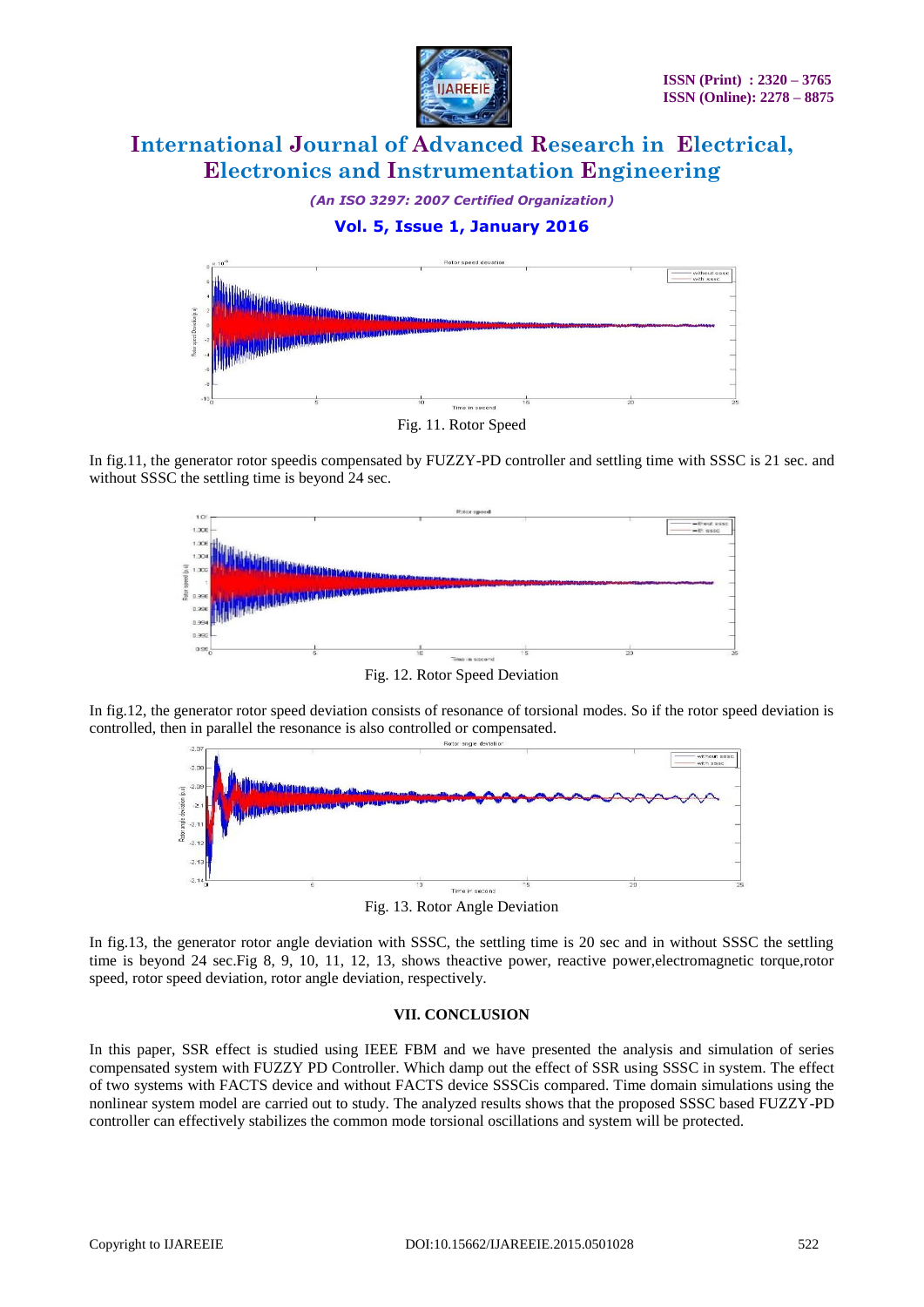Fig. 11. Rotor Speed

In fig.11, the generator rotor speedis compensated by FUZZY-PD controller and settling time with SSSC is 21 sec. and without SSSC the settling time is beyond 24 sec.

Fig. 12. Rotor Speed Deviation

In fig.12, the generator rotor speed deviation consists of resonance of torsional modes. So if the rotor speed deviation is controlled, then in parallel the resonance is also controlled or compensated.

Fig. 13. Rotor Angle Deviation

In fig.13, the generator rotor angle deviation with SSSC, the settling time is 20 sec and in without SSSC the settling time is beyond 24 sec.Fig 8, 9, 10, 11, 12, 13, shows theactive power, reactive power,electromagnetic torque,rotor speed, rotor speed deviation, rotor angle deviation, respectively.

## VII. CONCLUSION

In this paper, SSR effect is studied using IEEE FBM and we have presented the analysis and simulation of series compensated system with FUZZY PD Controller. Which damp out the effect of SSR using SSSC in system. The effect of two systems with FACTS device and without FACTS device SSSCis compared. Time domain simulations using the nonlinear system model are carried out to study. The analyzed results shows that the proposed SSSC based FUZZY-PD controller can effectively stabilizes the common mode torsional oscillations and system will be protected.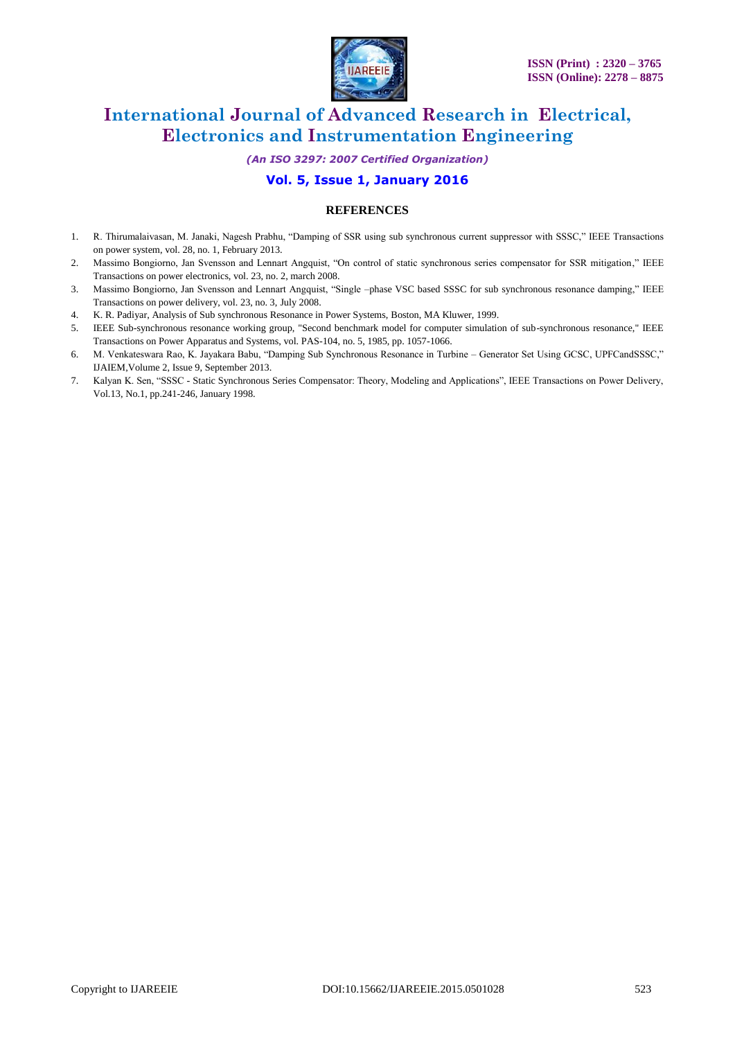## REFERENCES

1. R. Thirumalaivasan, M. Janaki, Nagesh Prabhu, "Damping of SSR using sub synchronous current suppressor with SSSC," IEEE Transactions on power system, vol. 28, no. 1, February 2013.
2. Massimo Bongiorno, Jan Svensson and Lennart Angquist, "On control of static synchronous series compensator for SSR mitigation," IEEE Transactions on power electronics, vol. 23, no. 2, march 2008.
3. Massimo Bongiorno, Jan Svensson and Lennart Angquist, "Single –phase VSC based SSSC for sub synchronous resonance damping," IEEE Transactions on power delivery, vol. 23, no. 3, July 2008.
4. K. R. Padiyar, Analysis of Sub synchronous Resonance in Power Systems, Boston, MA Kluwer, 1999.
5. IEEE Sub-synchronous resonance working group, "Second benchmark model for computer simulation of sub-synchronous resonance," IEEE Transactions on Power Apparatus and Systems, vol. PAS-104, no. 5, 1985, pp. 1057-1066.
6. M. Venkateswara Rao, K. Jayakara Babu, "Damping Sub Synchronous Resonance in Turbine – Generator Set Using GCSC, UPFCandSSSC," IJAIEM,Volume 2, Issue 9, September 2013.
7. Kalyan K. Sen, "SSSC - Static Synchronous Series Compensator: Theory, Modeling and Applications", IEEE Transactions on Power Delivery, Vol.13, No.1, pp.241-246, January 1998.